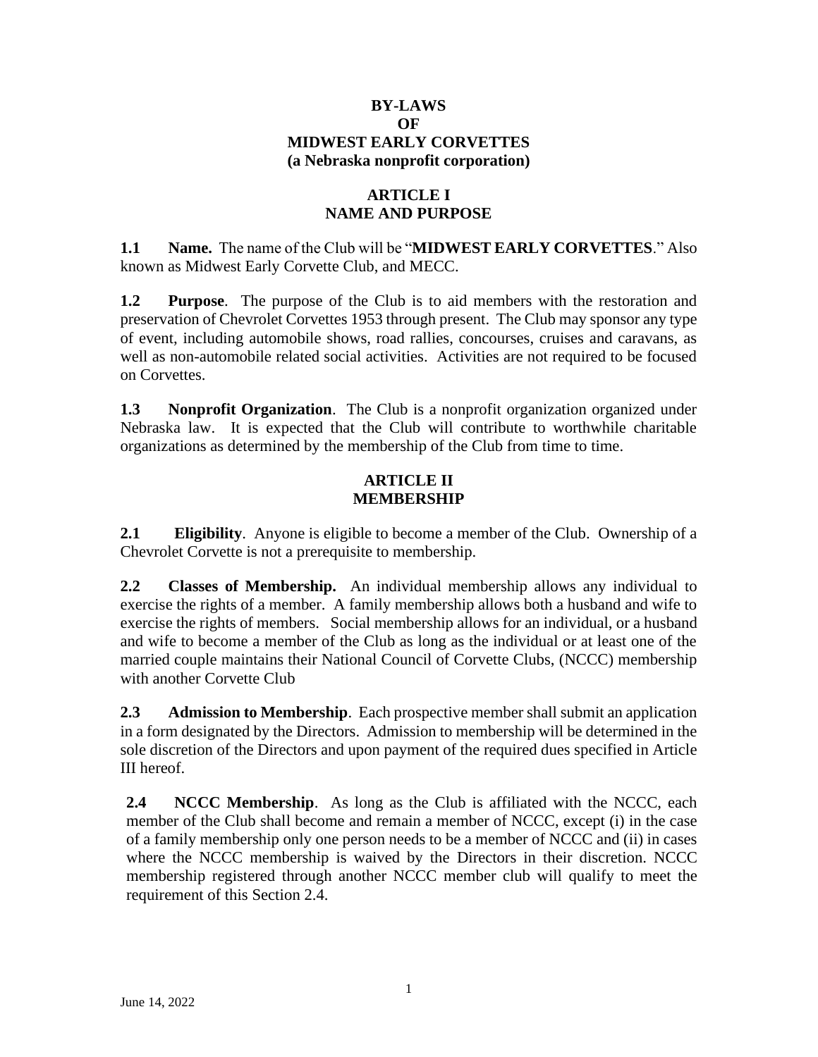# BY-LAWS
# OF
# MIDWEST EARLY CORVETTES
# (a Nebraska nonprofit corporation)

## ARTICLE I
## NAME AND PURPOSE

**1.1 Name.** The name of the Club will be "**MIDWEST EARLY CORVETTES**." Also known as Midwest Early Corvette Club, and MECC.

**1.2 Purpose**. The purpose of the Club is to aid members with the restoration and preservation of Chevrolet Corvettes 1953 through present. The Club may sponsor any type of event, including automobile shows, road rallies, concourses, cruises and caravans, as well as non-automobile related social activities. Activities are not required to be focused on Corvettes.

**1.3 Nonprofit Organization**. The Club is a nonprofit organization organized under Nebraska law. It is expected that the Club will contribute to worthwhile charitable organizations as determined by the membership of the Club from time to time.

## ARTICLE II
## MEMBERSHIP

**2.1 Eligibility**. Anyone is eligible to become a member of the Club. Ownership of a Chevrolet Corvette is not a prerequisite to membership.

**2.2 Classes of Membership.** An individual membership allows any individual to exercise the rights of a member. A family membership allows both a husband and wife to exercise the rights of members. Social membership allows for an individual, or a husband and wife to become a member of the Club as long as the individual or at least one of the married couple maintains their National Council of Corvette Clubs, (NCCC) membership with another Corvette Club

**2.3 Admission to Membership**. Each prospective member shall submit an application in a form designated by the Directors. Admission to membership will be determined in the sole discretion of the Directors and upon payment of the required dues specified in Article III hereof.

**2.4 NCCC Membership**. As long as the Club is affiliated with the NCCC, each member of the Club shall become and remain a member of NCCC, except (i) in the case of a family membership only one person needs to be a member of NCCC and (ii) in cases where the NCCC membership is waived by the Directors in their discretion. NCCC membership registered through another NCCC member club will qualify to meet the requirement of this Section 2.4.

June 14, 2022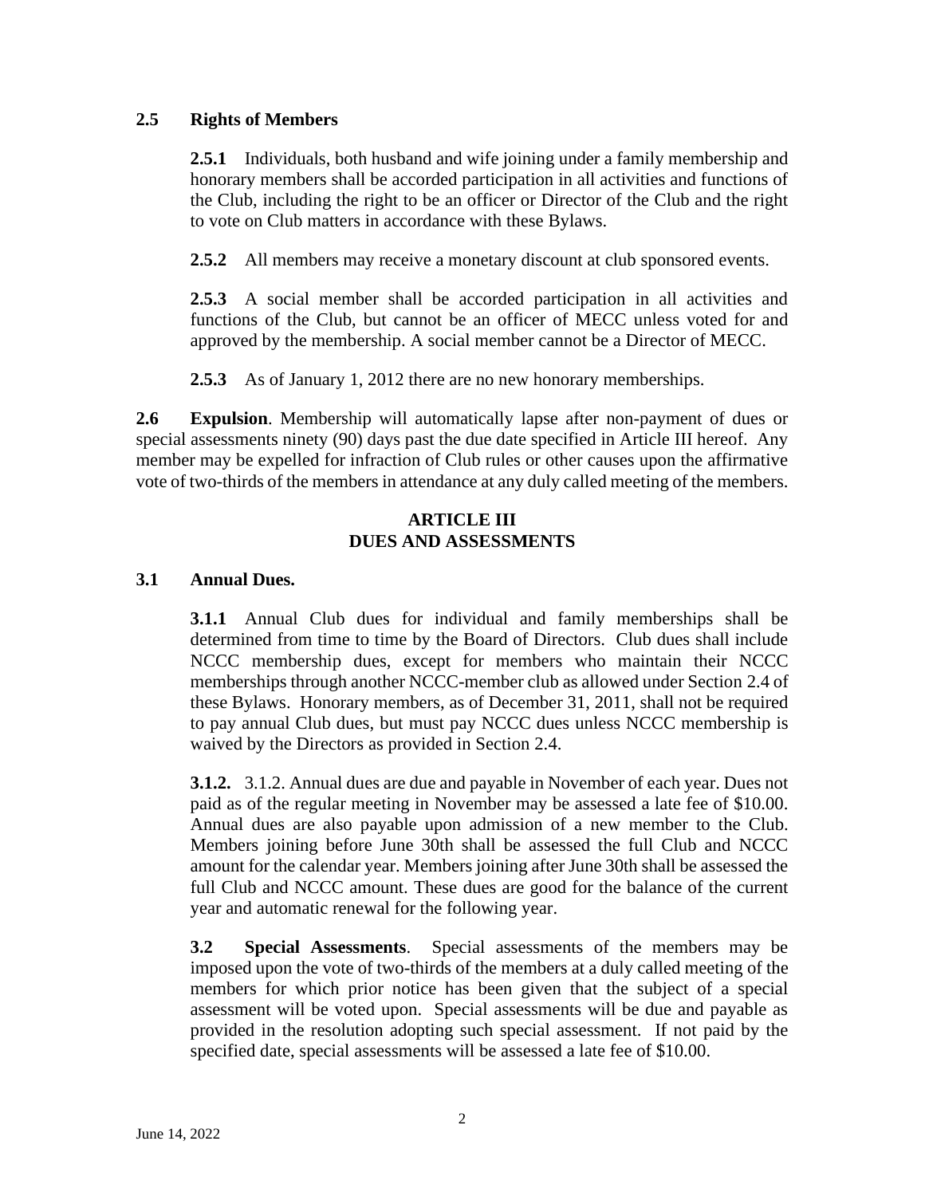**2.5 Rights of Members**

**2.5.1** Individuals, both husband and wife joining under a family membership and honorary members shall be accorded participation in all activities and functions of the Club, including the right to be an officer or Director of the Club and the right to vote on Club matters in accordance with these Bylaws.

**2.5.2** All members may receive a monetary discount at club sponsored events.

**2.5.3** A social member shall be accorded participation in all activities and functions of the Club, but cannot be an officer of MECC unless voted for and approved by the membership. A social member cannot be a Director of MECC.

**2.5.3** As of January 1, 2012 there are no new honorary memberships.

**2.6 Expulsion**. Membership will automatically lapse after non-payment of dues or special assessments ninety (90) days past the due date specified in Article III hereof. Any member may be expelled for infraction of Club rules or other causes upon the affirmative vote of two-thirds of the members in attendance at any duly called meeting of the members.

## ARTICLE III
## DUES AND ASSESSMENTS

**3.1 Annual Dues.**

**3.1.1** Annual Club dues for individual and family memberships shall be determined from time to time by the Board of Directors. Club dues shall include NCCC membership dues, except for members who maintain their NCCC memberships through another NCCC-member club as allowed under Section 2.4 of these Bylaws. Honorary members, as of December 31, 2011, shall not be required to pay annual Club dues, but must pay NCCC dues unless NCCC membership is waived by the Directors as provided in Section 2.4.

**3.1.2.** 3.1.2. Annual dues are due and payable in November of each year. Dues not paid as of the regular meeting in November may be assessed a late fee of $10.00. Annual dues are also payable upon admission of a new member to the Club. Members joining before June 30th shall be assessed the full Club and NCCC amount for the calendar year. Members joining after June 30th shall be assessed the full Club and NCCC amount. These dues are good for the balance of the current year and automatic renewal for the following year.

**3.2 Special Assessments**. Special assessments of the members may be imposed upon the vote of two-thirds of the members at a duly called meeting of the members for which prior notice has been given that the subject of a special assessment will be voted upon. Special assessments will be due and payable as provided in the resolution adopting such special assessment. If not paid by the specified date, special assessments will be assessed a late fee of $10.00.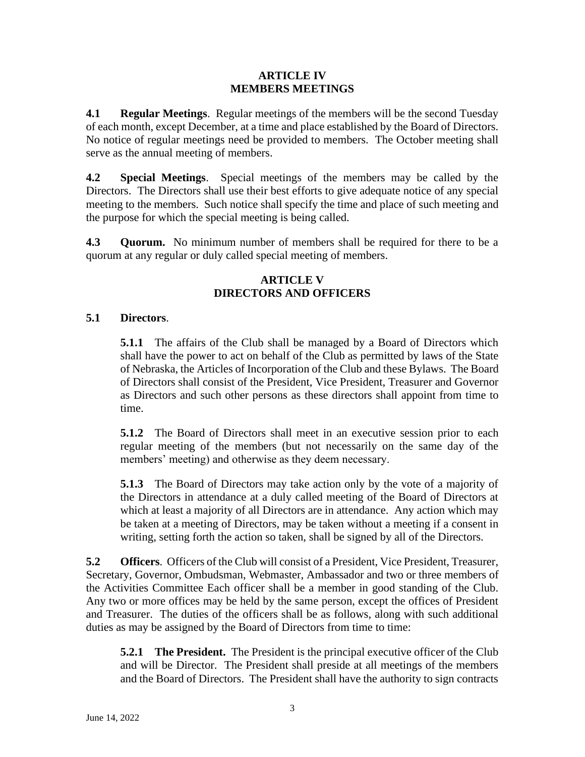## ARTICLE IV
## MEMBERS MEETINGS

**4.1 Regular Meetings**. Regular meetings of the members will be the second Tuesday of each month, except December, at a time and place established by the Board of Directors. No notice of regular meetings need be provided to members. The October meeting shall serve as the annual meeting of members.

**4.2 Special Meetings**. Special meetings of the members may be called by the Directors. The Directors shall use their best efforts to give adequate notice of any special meeting to the members. Such notice shall specify the time and place of such meeting and the purpose for which the special meeting is being called.

**4.3 Quorum.** No minimum number of members shall be required for there to be a quorum at any regular or duly called special meeting of members.

## ARTICLE V
## DIRECTORS AND OFFICERS

**5.1 Directors**.

**5.1.1** The affairs of the Club shall be managed by a Board of Directors which shall have the power to act on behalf of the Club as permitted by laws of the State of Nebraska, the Articles of Incorporation of the Club and these Bylaws. The Board of Directors shall consist of the President, Vice President, Treasurer and Governor as Directors and such other persons as these directors shall appoint from time to time.

**5.1.2** The Board of Directors shall meet in an executive session prior to each regular meeting of the members (but not necessarily on the same day of the members' meeting) and otherwise as they deem necessary.

**5.1.3** The Board of Directors may take action only by the vote of a majority of the Directors in attendance at a duly called meeting of the Board of Directors at which at least a majority of all Directors are in attendance. Any action which may be taken at a meeting of Directors, may be taken without a meeting if a consent in writing, setting forth the action so taken, shall be signed by all of the Directors.

**5.2 Officers**. Officers of the Club will consist of a President, Vice President, Treasurer, Secretary, Governor, Ombudsman, Webmaster, Ambassador and two or three members of the Activities Committee Each officer shall be a member in good standing of the Club. Any two or more offices may be held by the same person, except the offices of President and Treasurer. The duties of the officers shall be as follows, along with such additional duties as may be assigned by the Board of Directors from time to time:

**5.2.1 The President.** The President is the principal executive officer of the Club and will be Director. The President shall preside at all meetings of the members and the Board of Directors. The President shall have the authority to sign contracts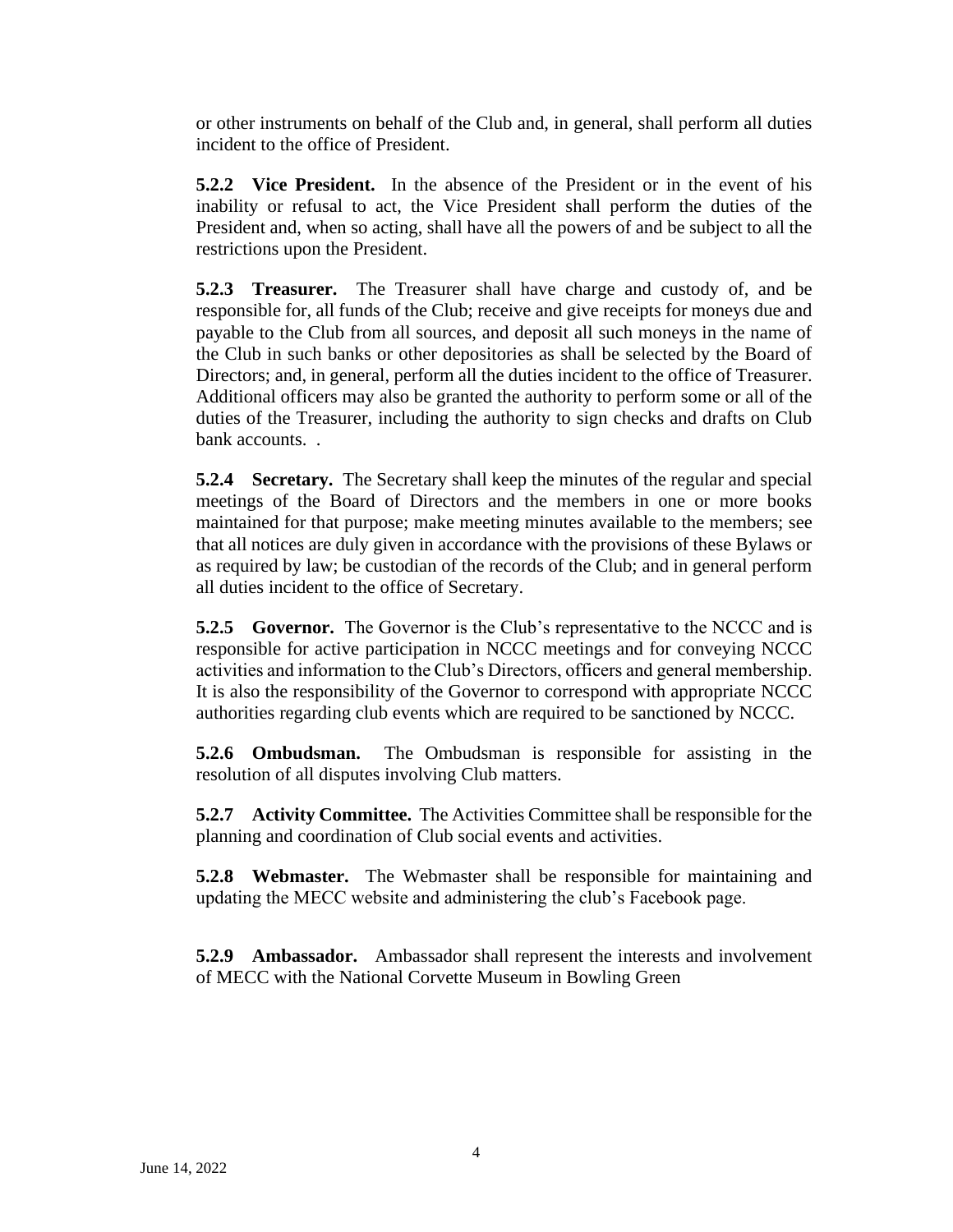or other instruments on behalf of the Club and, in general, shall perform all duties incident to the office of President.

**5.2.2 Vice President.** In the absence of the President or in the event of his inability or refusal to act, the Vice President shall perform the duties of the President and, when so acting, shall have all the powers of and be subject to all the restrictions upon the President.

**5.2.3 Treasurer.** The Treasurer shall have charge and custody of, and be responsible for, all funds of the Club; receive and give receipts for moneys due and payable to the Club from all sources, and deposit all such moneys in the name of the Club in such banks or other depositories as shall be selected by the Board of Directors; and, in general, perform all the duties incident to the office of Treasurer. Additional officers may also be granted the authority to perform some or all of the duties of the Treasurer, including the authority to sign checks and drafts on Club bank accounts. .

**5.2.4 Secretary.** The Secretary shall keep the minutes of the regular and special meetings of the Board of Directors and the members in one or more books maintained for that purpose; make meeting minutes available to the members; see that all notices are duly given in accordance with the provisions of these Bylaws or as required by law; be custodian of the records of the Club; and in general perform all duties incident to the office of Secretary.

**5.2.5 Governor.** The Governor is the Club's representative to the NCCC and is responsible for active participation in NCCC meetings and for conveying NCCC activities and information to the Club's Directors, officers and general membership. It is also the responsibility of the Governor to correspond with appropriate NCCC authorities regarding club events which are required to be sanctioned by NCCC.

**5.2.6 Ombudsman.** The Ombudsman is responsible for assisting in the resolution of all disputes involving Club matters.

**5.2.7 Activity Committee.** The Activities Committee shall be responsible for the planning and coordination of Club social events and activities.

**5.2.8 Webmaster.** The Webmaster shall be responsible for maintaining and updating the MECC website and administering the club's Facebook page.

**5.2.9 Ambassador.** Ambassador shall represent the interests and involvement of MECC with the National Corvette Museum in Bowling Green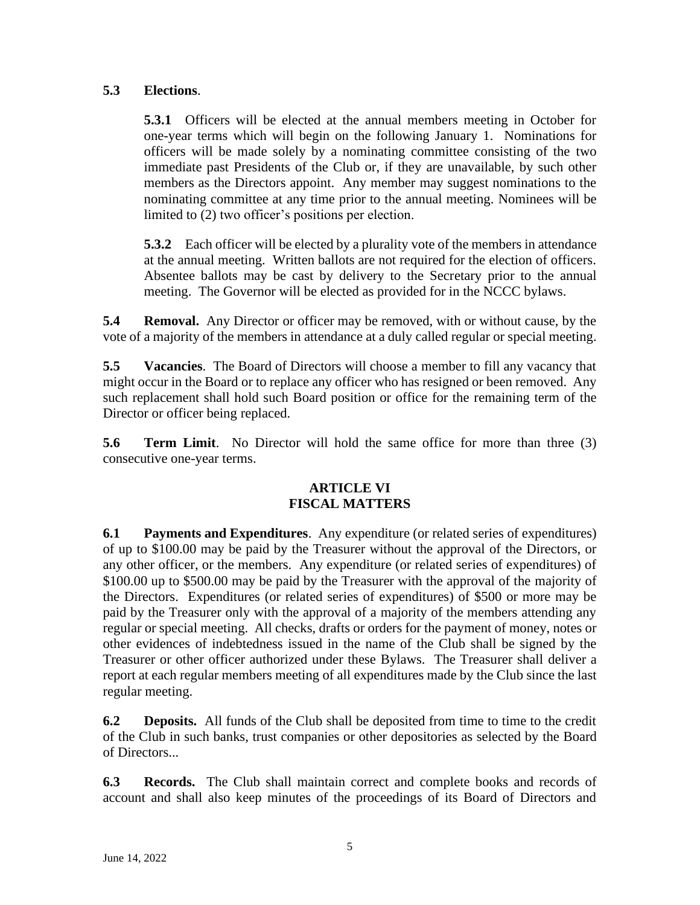**5.3 Elections**.

**5.3.1** Officers will be elected at the annual members meeting in October for one-year terms which will begin on the following January 1. Nominations for officers will be made solely by a nominating committee consisting of the two immediate past Presidents of the Club or, if they are unavailable, by such other members as the Directors appoint. Any member may suggest nominations to the nominating committee at any time prior to the annual meeting. Nominees will be limited to (2) two officer's positions per election.

**5.3.2** Each officer will be elected by a plurality vote of the members in attendance at the annual meeting. Written ballots are not required for the election of officers. Absentee ballots may be cast by delivery to the Secretary prior to the annual meeting. The Governor will be elected as provided for in the NCCC bylaws.

**5.4 Removal.** Any Director or officer may be removed, with or without cause, by the vote of a majority of the members in attendance at a duly called regular or special meeting.

**5.5 Vacancies**. The Board of Directors will choose a member to fill any vacancy that might occur in the Board or to replace any officer who has resigned or been removed. Any such replacement shall hold such Board position or office for the remaining term of the Director or officer being replaced.

**5.6 Term Limit**. No Director will hold the same office for more than three (3) consecutive one-year terms.

## ARTICLE VI
## FISCAL MATTERS

**6.1 Payments and Expenditures**. Any expenditure (or related series of expenditures) of up to $100.00 may be paid by the Treasurer without the approval of the Directors, or any other officer, or the members. Any expenditure (or related series of expenditures) of $100.00 up to $500.00 may be paid by the Treasurer with the approval of the majority of the Directors. Expenditures (or related series of expenditures) of $500 or more may be paid by the Treasurer only with the approval of a majority of the members attending any regular or special meeting. All checks, drafts or orders for the payment of money, notes or other evidences of indebtedness issued in the name of the Club shall be signed by the Treasurer or other officer authorized under these Bylaws. The Treasurer shall deliver a report at each regular members meeting of all expenditures made by the Club since the last regular meeting.

**6.2 Deposits.** All funds of the Club shall be deposited from time to time to the credit of the Club in such banks, trust companies or other depositories as selected by the Board of Directors...

**6.3 Records.** The Club shall maintain correct and complete books and records of account and shall also keep minutes of the proceedings of its Board of Directors and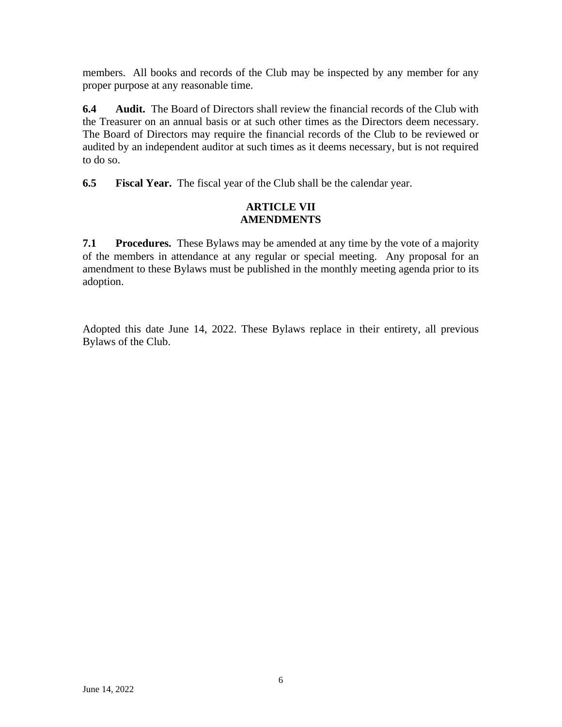members. All books and records of the Club may be inspected by any member for any proper purpose at any reasonable time.

**6.4 Audit.** The Board of Directors shall review the financial records of the Club with the Treasurer on an annual basis or at such other times as the Directors deem necessary. The Board of Directors may require the financial records of the Club to be reviewed or audited by an independent auditor at such times as it deems necessary, but is not required to do so.

**6.5 Fiscal Year.** The fiscal year of the Club shall be the calendar year.

## ARTICLE VII
## AMENDMENTS

**7.1 Procedures.** These Bylaws may be amended at any time by the vote of a majority of the members in attendance at any regular or special meeting. Any proposal for an amendment to these Bylaws must be published in the monthly meeting agenda prior to its adoption.

Adopted this date June 14, 2022. These Bylaws replace in their entirety, all previous Bylaws of the Club.